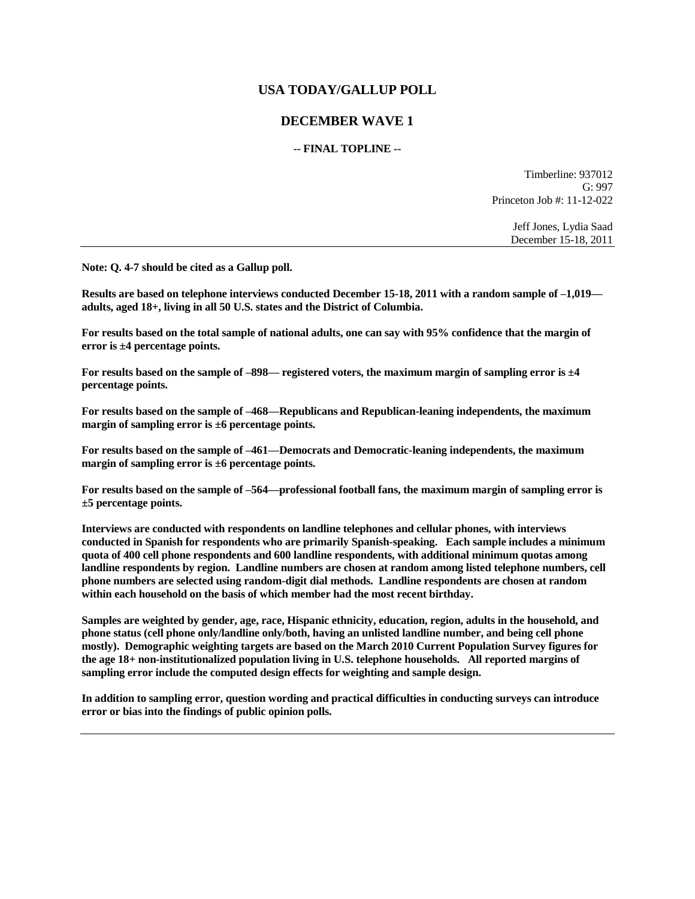# USA TODAY/GALLUP POLL

## DECEMBER WAVE 1

### -- FINAL TOPLINE --

Timberline: 937012
G: 997
Princeton Job #: 11-12-022

Jeff Jones, Lydia Saad
December 15-18, 2011

---

**Note: Q. 4-7 should be cited as a Gallup poll.**

**Results are based on telephone interviews conducted December 15-18, 2011 with a random sample of –1,019— adults, aged 18+, living in all 50 U.S. states and the District of Columbia.**

**For results based on the total sample of national adults, one can say with 95% confidence that the margin of error is ±4 percentage points.**

**For results based on the sample of –898— registered voters, the maximum margin of sampling error is ±4 percentage points.**

**For results based on the sample of –468—Republicans and Republican-leaning independents, the maximum margin of sampling error is ±6 percentage points.**

**For results based on the sample of –461—Democrats and Democratic-leaning independents, the maximum margin of sampling error is ±6 percentage points.**

**For results based on the sample of –564—professional football fans, the maximum margin of sampling error is ±5 percentage points.**

**Interviews are conducted with respondents on landline telephones and cellular phones, with interviews conducted in Spanish for respondents who are primarily Spanish-speaking. Each sample includes a minimum quota of 400 cell phone respondents and 600 landline respondents, with additional minimum quotas among landline respondents by region. Landline numbers are chosen at random among listed telephone numbers, cell phone numbers are selected using random-digit dial methods. Landline respondents are chosen at random within each household on the basis of which member had the most recent birthday.**

**Samples are weighted by gender, age, race, Hispanic ethnicity, education, region, adults in the household, and phone status (cell phone only/landline only/both, having an unlisted landline number, and being cell phone mostly). Demographic weighting targets are based on the March 2010 Current Population Survey figures for the age 18+ non-institutionalized population living in U.S. telephone households. All reported margins of sampling error include the computed design effects for weighting and sample design.**

**In addition to sampling error, question wording and practical difficulties in conducting surveys can introduce error or bias into the findings of public opinion polls.**

---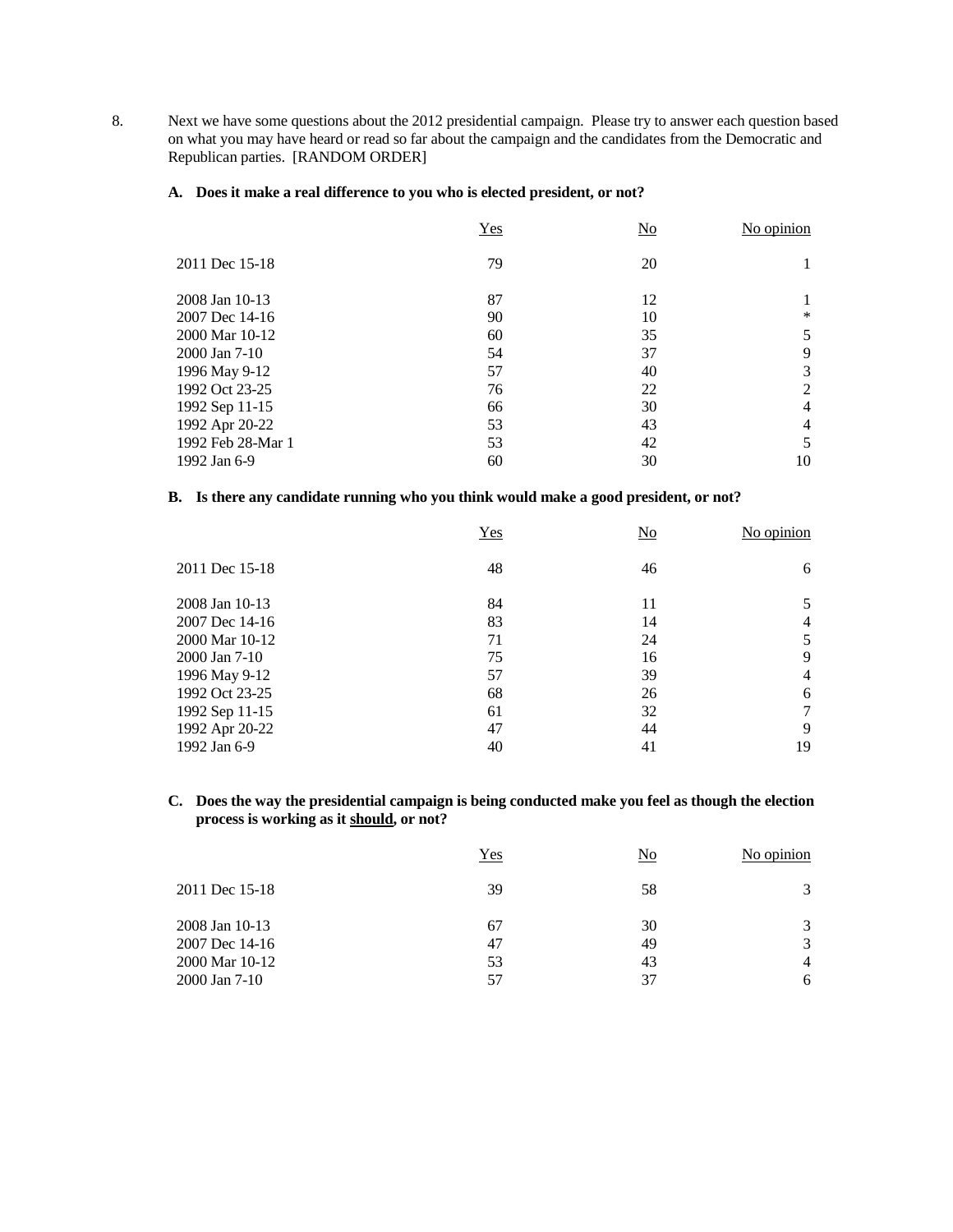8. Next we have some questions about the 2012 presidential campaign. Please try to answer each question based on what you may have heard or read so far about the campaign and the candidates from the Democratic and Republican parties. [RANDOM ORDER]

**A. Does it make a real difference to you who is elected president, or not?**

| | Yes | No | No opinion |
|---|---|---|---|
| 2011 Dec 15-18 | 79 | 20 | 1 |
| 2008 Jan 10-13 | 87 | 12 | 1 |
| 2007 Dec 14-16 | 90 | 10 | * |
| 2000 Mar 10-12 | 60 | 35 | 5 |
| 2000 Jan 7-10 | 54 | 37 | 9 |
| 1996 May 9-12 | 57 | 40 | 3 |
| 1992 Oct 23-25 | 76 | 22 | 2 |
| 1992 Sep 11-15 | 66 | 30 | 4 |
| 1992 Apr 20-22 | 53 | 43 | 4 |
| 1992 Feb 28-Mar 1 | 53 | 42 | 5 |
| 1992 Jan 6-9 | 60 | 30 | 10 |

**B. Is there any candidate running who you think would make a good president, or not?**

| | Yes | No | No opinion |
|---|---|---|---|
| 2011 Dec 15-18 | 48 | 46 | 6 |
| 2008 Jan 10-13 | 84 | 11 | 5 |
| 2007 Dec 14-16 | 83 | 14 | 4 |
| 2000 Mar 10-12 | 71 | 24 | 5 |
| 2000 Jan 7-10 | 75 | 16 | 9 |
| 1996 May 9-12 | 57 | 39 | 4 |
| 1992 Oct 23-25 | 68 | 26 | 6 |
| 1992 Sep 11-15 | 61 | 32 | 7 |
| 1992 Apr 20-22 | 47 | 44 | 9 |
| 1992 Jan 6-9 | 40 | 41 | 19 |

**C. Does the way the presidential campaign is being conducted make you feel as though the election process is working as it should, or not?**

| | Yes | No | No opinion |
|---|---|---|---|
| 2011 Dec 15-18 | 39 | 58 | 3 |
| 2008 Jan 10-13 | 67 | 30 | 3 |
| 2007 Dec 14-16 | 47 | 49 | 3 |
| 2000 Mar 10-12 | 53 | 43 | 4 |
| 2000 Jan 7-10 | 57 | 37 | 6 |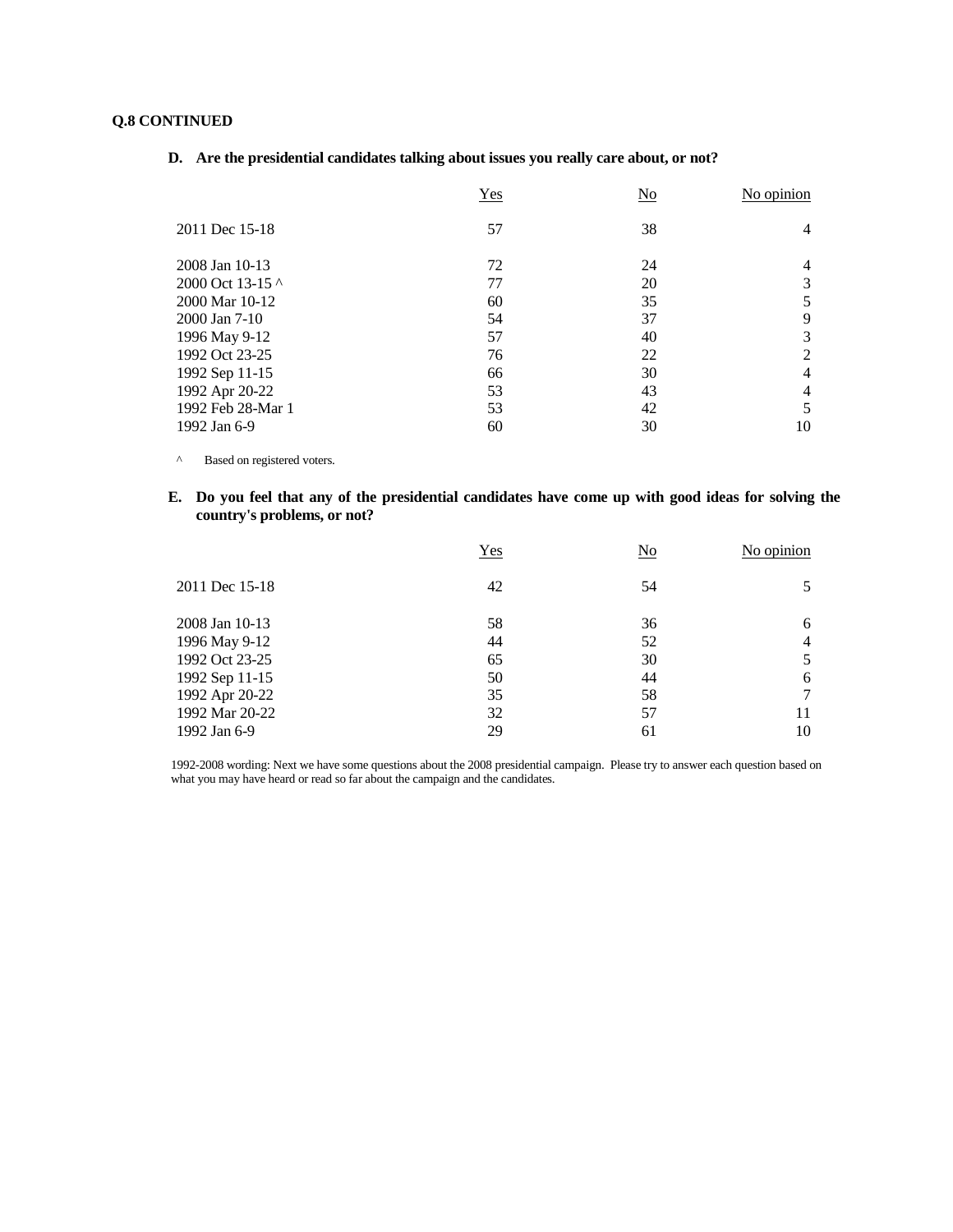**Q.8 CONTINUED**

**D. Are the presidential candidates talking about issues you really care about, or not?**

| | Yes | No | No opinion |
|---|---|---|---|
| 2011 Dec 15-18 | 57 | 38 | 4 |
| 2008 Jan 10-13 | 72 | 24 | 4 |
| 2000 Oct 13-15 ^ | 77 | 20 | 3 |
| 2000 Mar 10-12 | 60 | 35 | 5 |
| 2000 Jan 7-10 | 54 | 37 | 9 |
| 1996 May 9-12 | 57 | 40 | 3 |
| 1992 Oct 23-25 | 76 | 22 | 2 |
| 1992 Sep 11-15 | 66 | 30 | 4 |
| 1992 Apr 20-22 | 53 | 43 | 4 |
| 1992 Feb 28-Mar 1 | 53 | 42 | 5 |
| 1992 Jan 6-9 | 60 | 30 | 10 |

^ Based on registered voters.

**E. Do you feel that any of the presidential candidates have come up with good ideas for solving the country's problems, or not?**

| | Yes | No | No opinion |
|---|---|---|---|
| 2011 Dec 15-18 | 42 | 54 | 5 |
| 2008 Jan 10-13 | 58 | 36 | 6 |
| 1996 May 9-12 | 44 | 52 | 4 |
| 1992 Oct 23-25 | 65 | 30 | 5 |
| 1992 Sep 11-15 | 50 | 44 | 6 |
| 1992 Apr 20-22 | 35 | 58 | 7 |
| 1992 Mar 20-22 | 32 | 57 | 11 |
| 1992 Jan 6-9 | 29 | 61 | 10 |

1992-2008 wording: Next we have some questions about the 2008 presidential campaign. Please try to answer each question based on what you may have heard or read so far about the campaign and the candidates.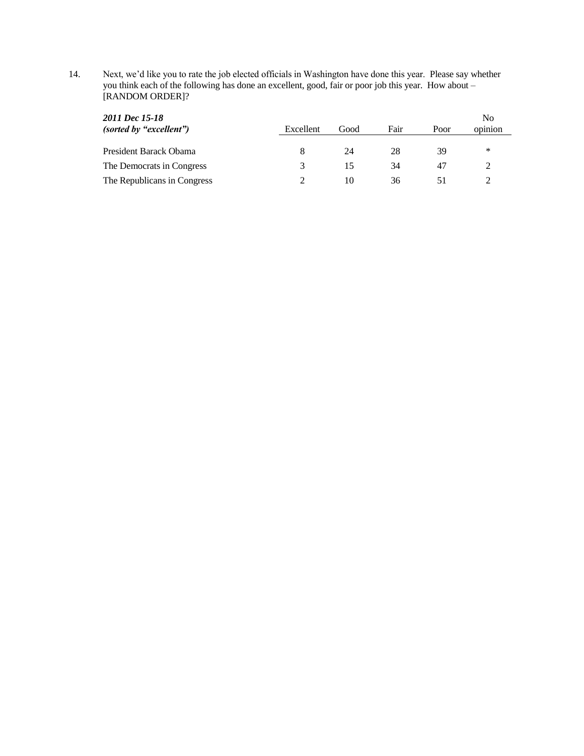14. Next, we'd like you to rate the job elected officials in Washington have done this year. Please say whether you think each of the following has done an excellent, good, fair or poor job this year. How about – [RANDOM ORDER]?

| ***2011 Dec 15-18*** ***(sorted by "excellent")*** | Excellent | Good | Fair | Poor | No opinion |
|---|---|---|---|---|---|
| President Barack Obama | 8 | 24 | 28 | 39 | * |
| The Democrats in Congress | 3 | 15 | 34 | 47 | 2 |
| The Republicans in Congress | 2 | 10 | 36 | 51 | 2 |